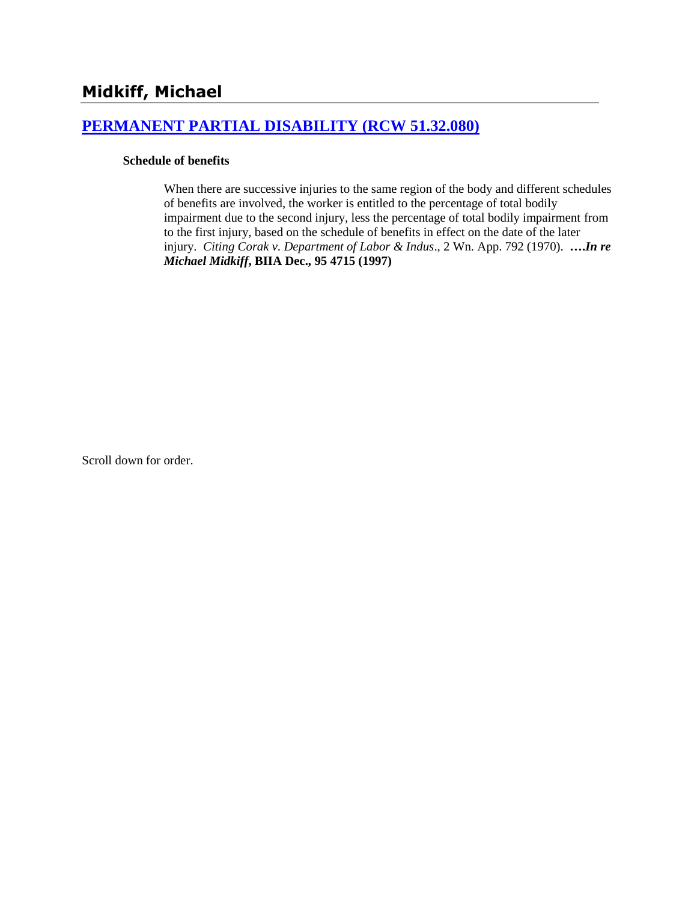# Midkiff, Michael

## [PERMANENT PARTIAL DISABILITY (RCW 51.32.080)]

**Schedule of benefits**

When there are successive injuries to the same region of the body and different schedules of benefits are involved, the worker is entitled to the percentage of total bodily impairment due to the second injury, less the percentage of total bodily impairment from to the first injury, based on the schedule of benefits in effect on the date of the later injury. *Citing Corak v. Department of Labor & Indus*., 2 Wn. App. 792 (1970). ***….In re Michael Midkiff*, BIIA Dec., 95 4715 (1997)**

Scroll down for order.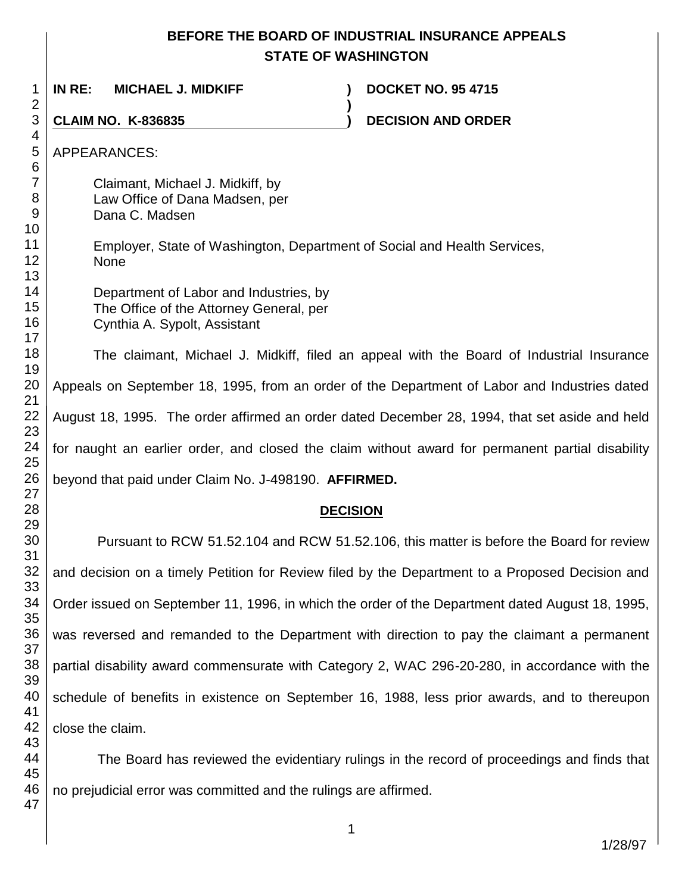# BEFORE THE BOARD OF INDUSTRIAL INSURANCE APPEALS
## STATE OF WASHINGTON

**IN RE: MICHAEL J. MIDKIFF** ) **DOCKET NO. 95 4715**

**CLAIM NO. K-836835** ) **DECISION AND ORDER**

APPEARANCES:

Claimant, Michael J. Midkiff, by
Law Office of Dana Madsen, per
Dana C. Madsen

Employer, State of Washington, Department of Social and Health Services,
None

Department of Labor and Industries, by
The Office of the Attorney General, per
Cynthia A. Sypolt, Assistant

The claimant, Michael J. Midkiff, filed an appeal with the Board of Industrial Insurance Appeals on September 18, 1995, from an order of the Department of Labor and Industries dated August 18, 1995. The order affirmed an order dated December 28, 1994, that set aside and held for naught an earlier order, and closed the claim without award for permanent partial disability beyond that paid under Claim No. J-498190. **AFFIRMED.**

## DECISION

Pursuant to RCW 51.52.104 and RCW 51.52.106, this matter is before the Board for review and decision on a timely Petition for Review filed by the Department to a Proposed Decision and Order issued on September 11, 1996, in which the order of the Department dated August 18, 1995, was reversed and remanded to the Department with direction to pay the claimant a permanent partial disability award commensurate with Category 2, WAC 296-20-280, in accordance with the schedule of benefits in existence on September 16, 1988, less prior awards, and to thereupon close the claim.

The Board has reviewed the evidentiary rulings in the record of proceedings and finds that no prejudicial error was committed and the rulings are affirmed.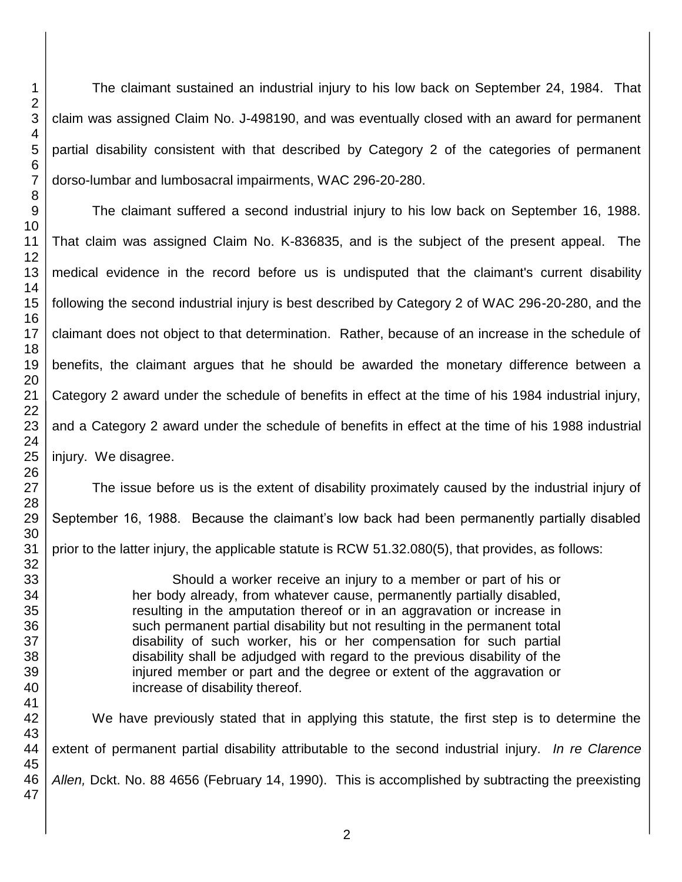The claimant sustained an industrial injury to his low back on September 24, 1984. That claim was assigned Claim No. J-498190, and was eventually closed with an award for permanent partial disability consistent with that described by Category 2 of the categories of permanent dorso-lumbar and lumbosacral impairments, WAC 296-20-280.

The claimant suffered a second industrial injury to his low back on September 16, 1988. That claim was assigned Claim No. K-836835, and is the subject of the present appeal. The medical evidence in the record before us is undisputed that the claimant's current disability following the second industrial injury is best described by Category 2 of WAC 296-20-280, and the claimant does not object to that determination. Rather, because of an increase in the schedule of benefits, the claimant argues that he should be awarded the monetary difference between a Category 2 award under the schedule of benefits in effect at the time of his 1984 industrial injury, and a Category 2 award under the schedule of benefits in effect at the time of his 1988 industrial injury. We disagree.

The issue before us is the extent of disability proximately caused by the industrial injury of September 16, 1988. Because the claimant's low back had been permanently partially disabled prior to the latter injury, the applicable statute is RCW 51.32.080(5), that provides, as follows:

> Should a worker receive an injury to a member or part of his or her body already, from whatever cause, permanently partially disabled, resulting in the amputation thereof or in an aggravation or increase in such permanent partial disability but not resulting in the permanent total disability of such worker, his or her compensation for such partial disability shall be adjudged with regard to the previous disability of the injured member or part and the degree or extent of the aggravation or increase of disability thereof.

We have previously stated that in applying this statute, the first step is to determine the extent of permanent partial disability attributable to the second industrial injury. *In re Clarence Allen,* Dckt. No. 88 4656 (February 14, 1990). This is accomplished by subtracting the preexisting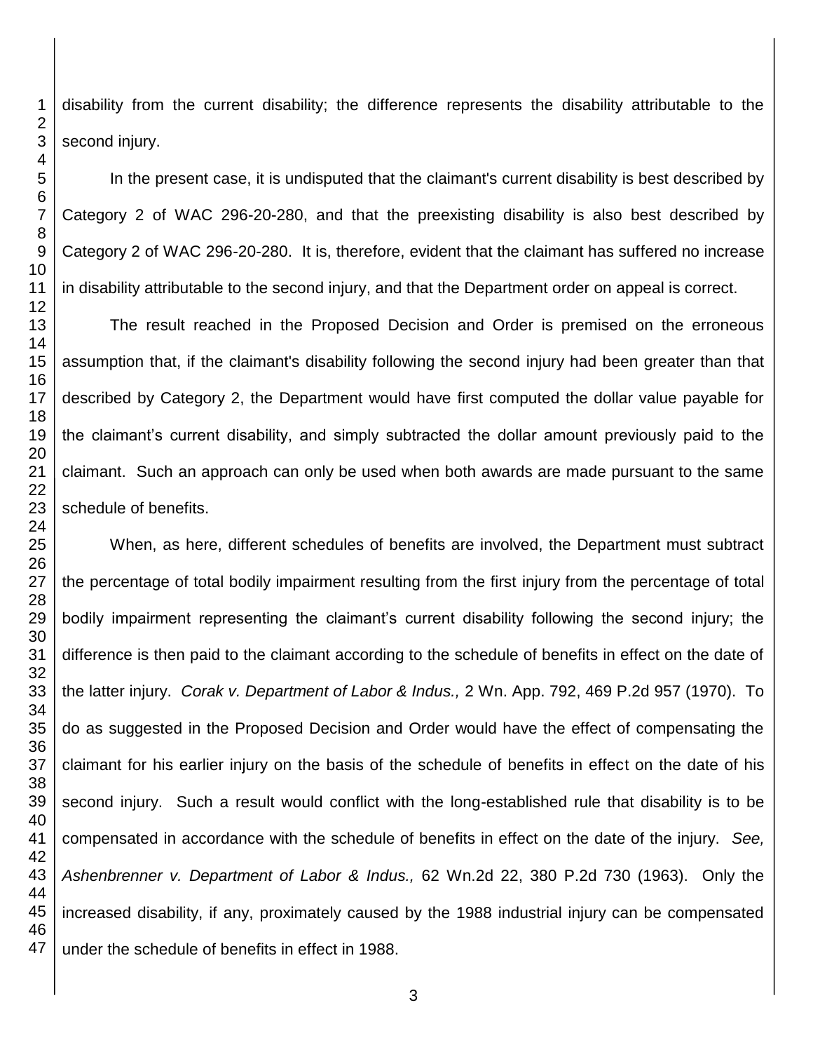disability from the current disability; the difference represents the disability attributable to the second injury.

In the present case, it is undisputed that the claimant's current disability is best described by Category 2 of WAC 296-20-280, and that the preexisting disability is also best described by Category 2 of WAC 296-20-280. It is, therefore, evident that the claimant has suffered no increase in disability attributable to the second injury, and that the Department order on appeal is correct.

The result reached in the Proposed Decision and Order is premised on the erroneous assumption that, if the claimant's disability following the second injury had been greater than that described by Category 2, the Department would have first computed the dollar value payable for the claimant's current disability, and simply subtracted the dollar amount previously paid to the claimant. Such an approach can only be used when both awards are made pursuant to the same schedule of benefits.

When, as here, different schedules of benefits are involved, the Department must subtract the percentage of total bodily impairment resulting from the first injury from the percentage of total bodily impairment representing the claimant's current disability following the second injury; the difference is then paid to the claimant according to the schedule of benefits in effect on the date of the latter injury. *Corak v. Department of Labor & Indus.,* 2 Wn. App. 792, 469 P.2d 957 (1970). To do as suggested in the Proposed Decision and Order would have the effect of compensating the claimant for his earlier injury on the basis of the schedule of benefits in effect on the date of his second injury. Such a result would conflict with the long-established rule that disability is to be compensated in accordance with the schedule of benefits in effect on the date of the injury. *See, Ashenbrenner v. Department of Labor & Indus.,* 62 Wn.2d 22, 380 P.2d 730 (1963). Only the increased disability, if any, proximately caused by the 1988 industrial injury can be compensated under the schedule of benefits in effect in 1988.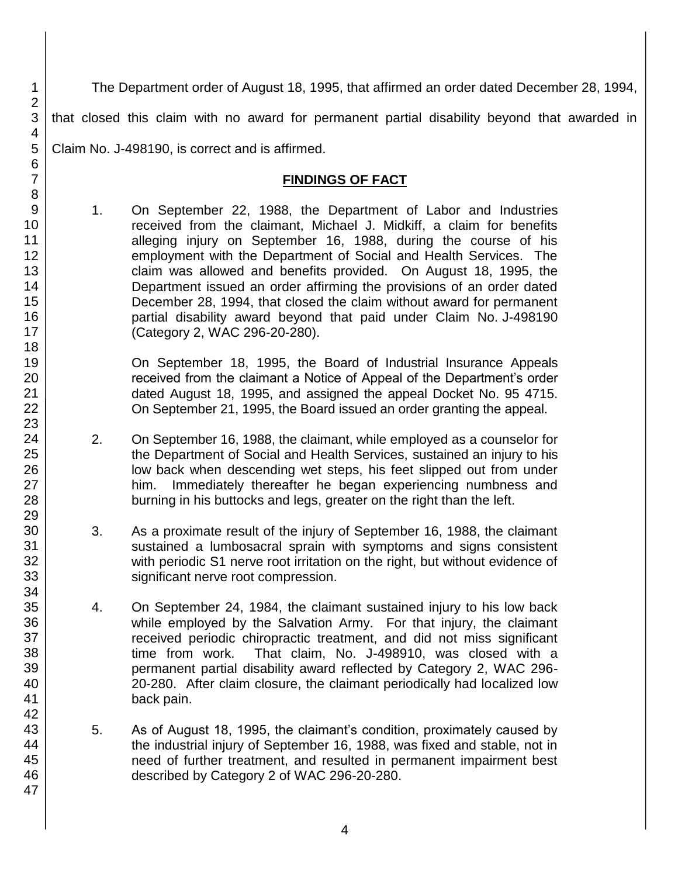The Department order of August 18, 1995, that affirmed an order dated December 28, 1994, that closed this claim with no award for permanent partial disability beyond that awarded in Claim No. J-498190, is correct and is affirmed.

## FINDINGS OF FACT

1. On September 22, 1988, the Department of Labor and Industries received from the claimant, Michael J. Midkiff, a claim for benefits alleging injury on September 16, 1988, during the course of his employment with the Department of Social and Health Services. The claim was allowed and benefits provided. On August 18, 1995, the Department issued an order affirming the provisions of an order dated December 28, 1994, that closed the claim without award for permanent partial disability award beyond that paid under Claim No. J-498190 (Category 2, WAC 296-20-280).

   On September 18, 1995, the Board of Industrial Insurance Appeals received from the claimant a Notice of Appeal of the Department's order dated August 18, 1995, and assigned the appeal Docket No. 95 4715. On September 21, 1995, the Board issued an order granting the appeal.

2. On September 16, 1988, the claimant, while employed as a counselor for the Department of Social and Health Services, sustained an injury to his low back when descending wet steps, his feet slipped out from under him. Immediately thereafter he began experiencing numbness and burning in his buttocks and legs, greater on the right than the left.

3. As a proximate result of the injury of September 16, 1988, the claimant sustained a lumbosacral sprain with symptoms and signs consistent with periodic S1 nerve root irritation on the right, but without evidence of significant nerve root compression.

4. On September 24, 1984, the claimant sustained injury to his low back while employed by the Salvation Army. For that injury, the claimant received periodic chiropractic treatment, and did not miss significant time from work. That claim, No. J-498910, was closed with a permanent partial disability award reflected by Category 2, WAC 296-20-280. After claim closure, the claimant periodically had localized low back pain.

5. As of August 18, 1995, the claimant's condition, proximately caused by the industrial injury of September 16, 1988, was fixed and stable, not in need of further treatment, and resulted in permanent impairment best described by Category 2 of WAC 296-20-280.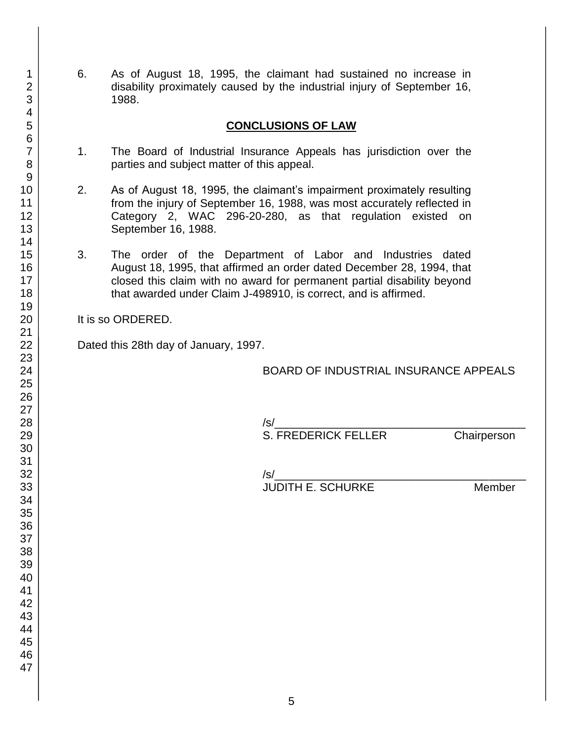6. As of August 18, 1995, the claimant had sustained no increase in disability proximately caused by the industrial injury of September 16, 1988.

## CONCLUSIONS OF LAW

1. The Board of Industrial Insurance Appeals has jurisdiction over the parties and subject matter of this appeal.

2. As of August 18, 1995, the claimant's impairment proximately resulting from the injury of September 16, 1988, was most accurately reflected in Category 2, WAC 296-20-280, as that regulation existed on September 16, 1988.

3. The order of the Department of Labor and Industries dated August 18, 1995, that affirmed an order dated December 28, 1994, that closed this claim with no award for permanent partial disability beyond that awarded under Claim J-498910, is correct, and is affirmed.

It is so ORDERED.

Dated this 28th day of January, 1997.

BOARD OF INDUSTRIAL INSURANCE APPEALS

/s/
S. FREDERICK FELLER Chairperson

/s/
JUDITH E. SCHURKE Member